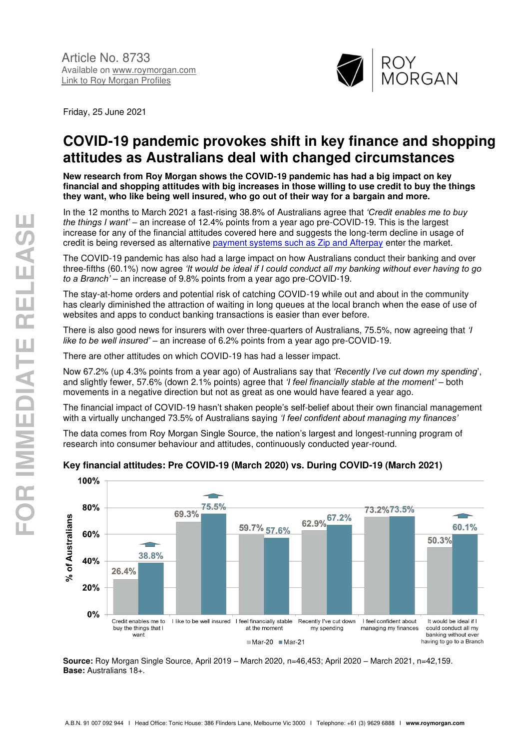Article No. 8733
Available on www.roymorgan.com
Link to Roy Morgan Profiles

Friday, 25 June 2021

# COVID-19 pandemic provokes shift in key finance and shopping attitudes as Australians deal with changed circumstances

**New research from Roy Morgan shows the COVID-19 pandemic has had a big impact on key financial and shopping attitudes with big increases in those willing to use credit to buy the things they want, who like being well insured, who go out of their way for a bargain and more.**

In the 12 months to March 2021 a fast-rising 38.8% of Australians agree that *'Credit enables me to buy the things I want'* – an increase of 12.4% points from a year ago pre-COVID-19. This is the largest increase for any of the financial attitudes covered here and suggests the long-term decline in usage of credit is being reversed as alternative payment systems such as Zip and Afterpay enter the market.

The COVID-19 pandemic has also had a large impact on how Australians conduct their banking and over three-fifths (60.1%) now agree *'It would be ideal if I could conduct all my banking without ever having to go to a Branch'* – an increase of 9.8% points from a year ago pre-COVID-19.

The stay-at-home orders and potential risk of catching COVID-19 while out and about in the community has clearly diminished the attraction of waiting in long queues at the local branch when the ease of use of websites and apps to conduct banking transactions is easier than ever before.

There is also good news for insurers with over three-quarters of Australians, 75.5%, now agreeing that *'I like to be well insured'* – an increase of 6.2% points from a year ago pre-COVID-19.

There are other attitudes on which COVID-19 has had a lesser impact.

Now 67.2% (up 4.3% points from a year ago) of Australians say that *'Recently I've cut down my spending'*, and slightly fewer, 57.6% (down 2.1% points) agree that *'I feel financially stable at the moment'* – both movements in a negative direction but not as great as one would have feared a year ago.

The financial impact of COVID-19 hasn't shaken people's self-belief about their own financial management with a virtually unchanged 73.5% of Australians saying *'I feel confident about managing my finances'*

The data comes from Roy Morgan Single Source, the nation's largest and longest-running program of research into consumer behaviour and attitudes, continuously conducted year-round.

### Key financial attitudes: Pre COVID-19 (March 2020) vs. During COVID-19 (March 2021)

| % of Australians | Mar-20 | Mar-21 |
|---|---|---|
| Credit enables me to buy the things that I want | 26.4% | 38.8% |
| I like to be well insured | 69.3% | 75.5% |
| I feel financially stable at the moment | 59.7% | 57.6% |
| Recently I've cut down my spending | 62.9% | 67.2% |
| I feel confident about managing my finances | 73.2% | 73.5% |
| It would be ideal if I could conduct all my banking without ever having to go to a Branch | 50.3% | 60.1% |

**Source:** Roy Morgan Single Source, April 2019 – March 2020, n=46,453; April 2020 – March 2021, n=42,159.
**Base:** Australians 18+.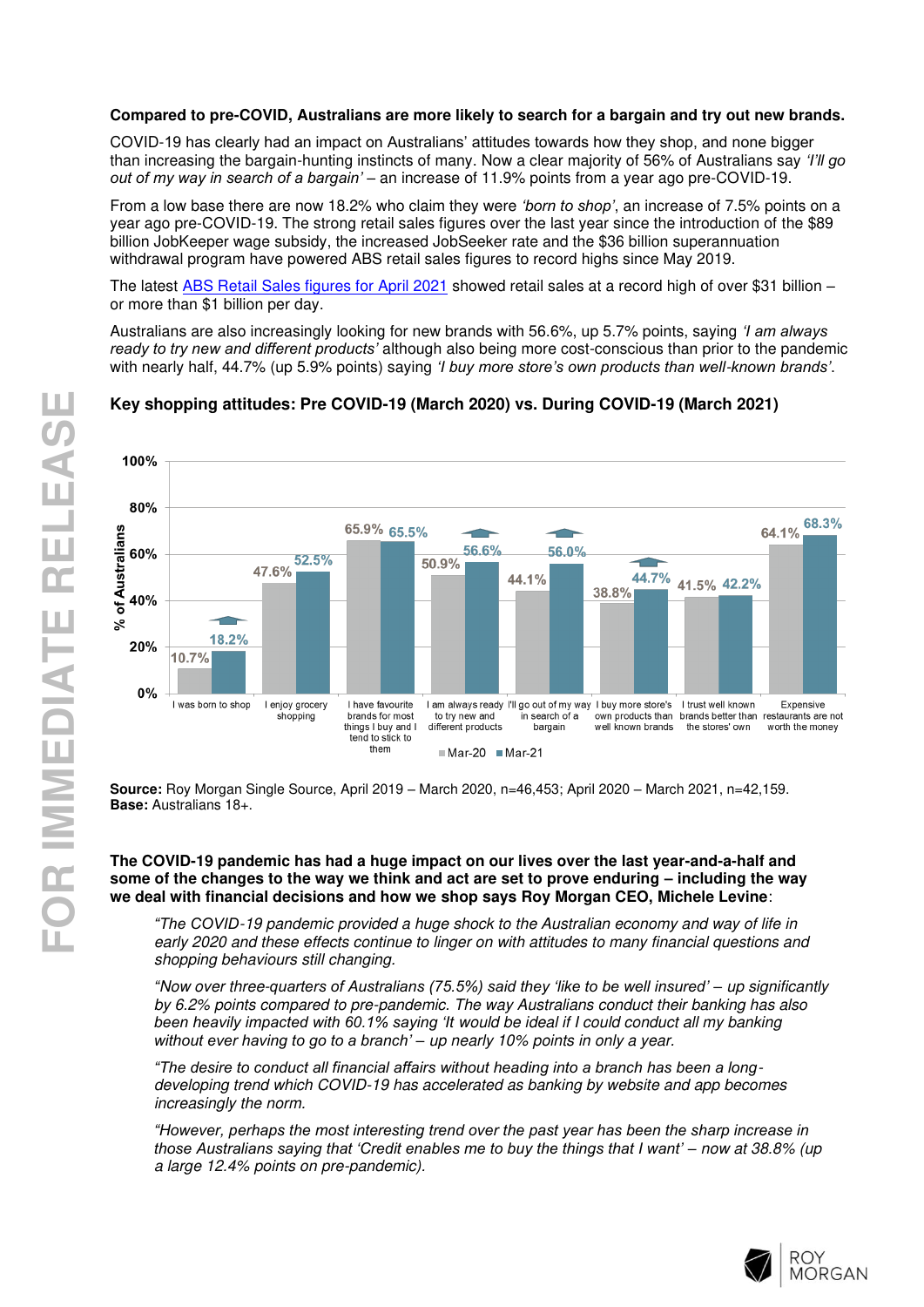**Compared to pre-COVID, Australians are more likely to search for a bargain and try out new brands.**

COVID-19 has clearly had an impact on Australians' attitudes towards how they shop, and none bigger than increasing the bargain-hunting instincts of many. Now a clear majority of 56% of Australians say *'I'll go out of my way in search of a bargain'* – an increase of 11.9% points from a year ago pre-COVID-19.

From a low base there are now 18.2% who claim they were *'born to shop'*, an increase of 7.5% points on a year ago pre-COVID-19. The strong retail sales figures over the last year since the introduction of the $89 billion JobKeeper wage subsidy, the increased JobSeeker rate and the $36 billion superannuation withdrawal program have powered ABS retail sales figures to record highs since May 2019.

The latest [ABS Retail Sales figures for April 2021](ABS Retail Sales figures for April 2021) showed retail sales at a record high of over $31 billion – or more than $1 billion per day.

Australians are also increasingly looking for new brands with 56.6%, up 5.7% points, saying *'I am always ready to try new and different products'* although also being more cost-conscious than prior to the pandemic with nearly half, 44.7% (up 5.9% points) saying *'I buy more store's own products than well-known brands'*.

**Key shopping attitudes: Pre COVID-19 (March 2020) vs. During COVID-19 (March 2021)**

| % of Australians | Mar-20 | Mar-21 |
|---|---|---|
| I was born to shop | 10.7% | 18.2% |
| I enjoy grocery shopping | 47.6% | 52.5% |
| I have favourite brands for most things I buy and I tend to stick to them | 65.9% | 65.5% |
| I am always ready to try new and different products | 50.9% | 56.6% |
| I'll go out of my way in search of a bargain | 44.1% | 56.0% |
| I buy more store's own products than well known brands | 38.8% | 44.7% |
| I trust well known brands better than the stores' own | 41.5% | 42.2% |
| Expensive restaurants are not worth the money | 64.1% | 68.3% |

**Source:** Roy Morgan Single Source, April 2019 – March 2020, n=46,453; April 2020 – March 2021, n=42,159.
**Base:** Australians 18+.

**The COVID-19 pandemic has had a huge impact on our lives over the last year-and-a-half and some of the changes to the way we think and act are set to prove enduring – including the way we deal with financial decisions and how we shop says Roy Morgan CEO, Michele Levine**:

> *"The COVID-19 pandemic provided a huge shock to the Australian economy and way of life in early 2020 and these effects continue to linger on with attitudes to many financial questions and shopping behaviours still changing.*
>
> *"Now over three-quarters of Australians (75.5%) said they 'like to be well insured' – up significantly by 6.2% points compared to pre-pandemic. The way Australians conduct their banking has also been heavily impacted with 60.1% saying 'It would be ideal if I could conduct all my banking without ever having to go to a branch' – up nearly 10% points in only a year.*
>
> *"The desire to conduct all financial affairs without heading into a branch has been a long-developing trend which COVID-19 has accelerated as banking by website and app becomes increasingly the norm.*
>
> *"However, perhaps the most interesting trend over the past year has been the sharp increase in those Australians saying that 'Credit enables me to buy the things that I want' – now at 38.8% (up a large 12.4% points on pre-pandemic).*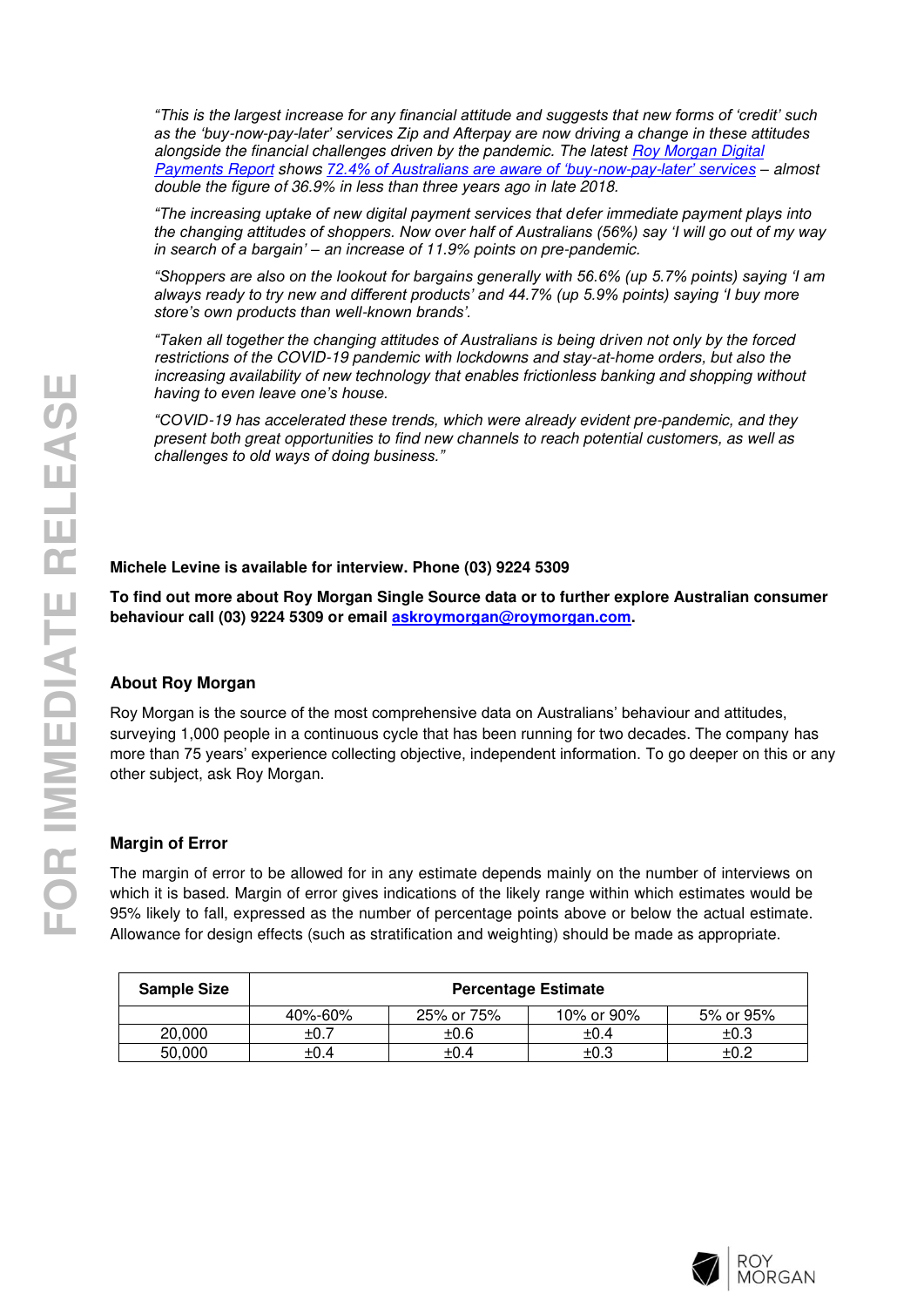*"This is the largest increase for any financial attitude and suggests that new forms of 'credit' such as the 'buy-now-pay-later' services Zip and Afterpay are now driving a change in these attitudes alongside the financial challenges driven by the pandemic. The latest [Roy Morgan Digital Payments Report](#) shows [72.4% of Australians are aware of 'buy-now-pay-later' services](#) – almost double the figure of 36.9% in less than three years ago in late 2018.*

*"The increasing uptake of new digital payment services that defer immediate payment plays into the changing attitudes of shoppers. Now over half of Australians (56%) say 'I will go out of my way in search of a bargain' – an increase of 11.9% points on pre-pandemic.*

*"Shoppers are also on the lookout for bargains generally with 56.6% (up 5.7% points) saying 'I am always ready to try new and different products' and 44.7% (up 5.9% points) saying 'I buy more store's own products than well-known brands'.*

*"Taken all together the changing attitudes of Australians is being driven not only by the forced restrictions of the COVID-19 pandemic with lockdowns and stay-at-home orders, but also the increasing availability of new technology that enables frictionless banking and shopping without having to even leave one's house.*

*"COVID-19 has accelerated these trends, which were already evident pre-pandemic, and they present both great opportunities to find new channels to reach potential customers, as well as challenges to old ways of doing business."*

**Michele Levine is available for interview. Phone (03) 9224 5309**

**To find out more about Roy Morgan Single Source data or to further explore Australian consumer behaviour call (03) 9224 5309 or email [askroymorgan@roymorgan.com](mailto:askroymorgan@roymorgan.com).**

## About Roy Morgan

Roy Morgan is the source of the most comprehensive data on Australians' behaviour and attitudes, surveying 1,000 people in a continuous cycle that has been running for two decades. The company has more than 75 years' experience collecting objective, independent information. To go deeper on this or any other subject, ask Roy Morgan.

## Margin of Error

The margin of error to be allowed for in any estimate depends mainly on the number of interviews on which it is based. Margin of error gives indications of the likely range within which estimates would be 95% likely to fall, expressed as the number of percentage points above or below the actual estimate. Allowance for design effects (such as stratification and weighting) should be made as appropriate.

| Sample Size | Percentage Estimate | | | |
|---|---|---|---|---|
| | 40%-60% | 25% or 75% | 10% or 90% | 5% or 95% |
| 20,000 | ±0.7 | ±0.6 | ±0.4 | ±0.3 |
| 50,000 | ±0.4 | ±0.4 | ±0.3 | ±0.2 |